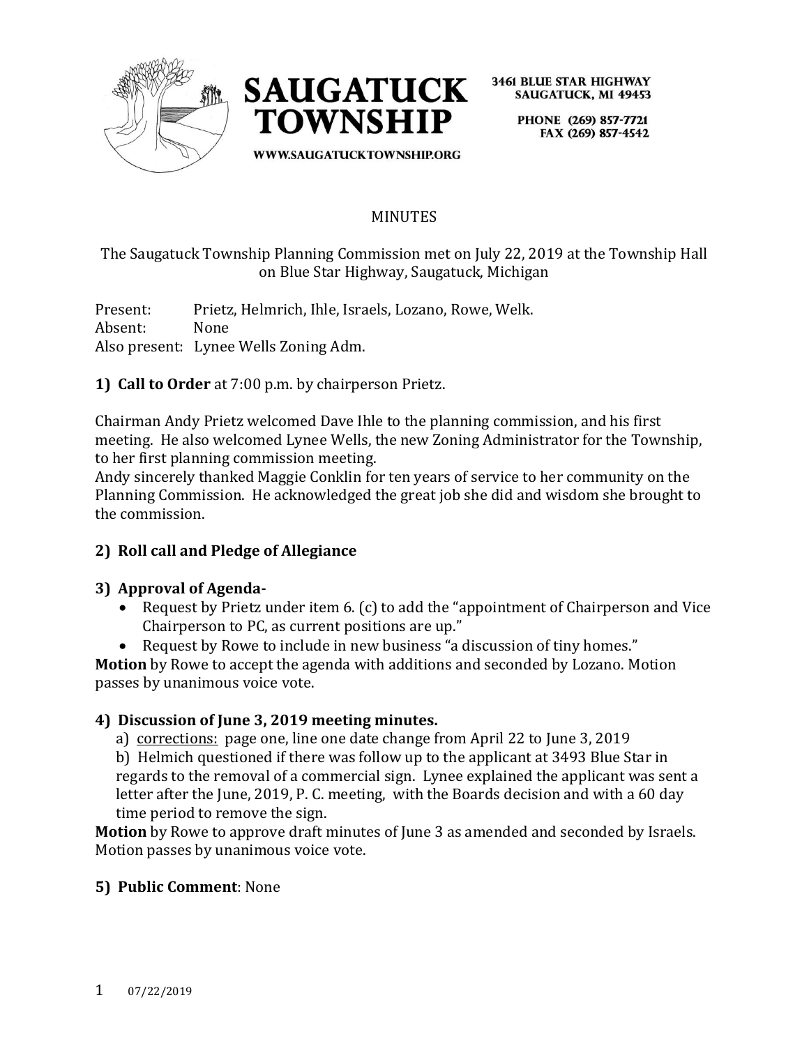**SAUGATUCK TOWNSHIP**

3461 BLUE STAR HIGHWAY
SAUGATUCK, MI 49453

PHONE (269) 857-7721
FAX (269) 857-4542

WWW.SAUGATUCKTOWNSHIP.ORG

# MINUTES

The Saugatuck Township Planning Commission met on July 22, 2019 at the Township Hall on Blue Star Highway, Saugatuck, Michigan

Present: Prietz, Helmrich, Ihle, Israels, Lozano, Rowe, Welk.
Absent: None
Also present: Lynee Wells Zoning Adm.

**1) Call to Order** at 7:00 p.m. by chairperson Prietz.

Chairman Andy Prietz welcomed Dave Ihle to the planning commission, and his first meeting. He also welcomed Lynee Wells, the new Zoning Administrator for the Township, to her first planning commission meeting.
Andy sincerely thanked Maggie Conklin for ten years of service to her community on the Planning Commission. He acknowledged the great job she did and wisdom she brought to the commission.

**2) Roll call and Pledge of Allegiance**

**3) Approval of Agenda-**

- Request by Prietz under item 6. (c) to add the "appointment of Chairperson and Vice Chairperson to PC, as current positions are up."
- Request by Rowe to include in new business "a discussion of tiny homes."

**Motion** by Rowe to accept the agenda with additions and seconded by Lozano. Motion passes by unanimous voice vote.

**4) Discussion of June 3, 2019 meeting minutes.**

a) corrections: page one, line one date change from April 22 to June 3, 2019

b) Helmich questioned if there was follow up to the applicant at 3493 Blue Star in regards to the removal of a commercial sign. Lynee explained the applicant was sent a letter after the June, 2019, P. C. meeting, with the Boards decision and with a 60 day time period to remove the sign.

**Motion** by Rowe to approve draft minutes of June 3 as amended and seconded by Israels. Motion passes by unanimous voice vote.

**5) Public Comment**: None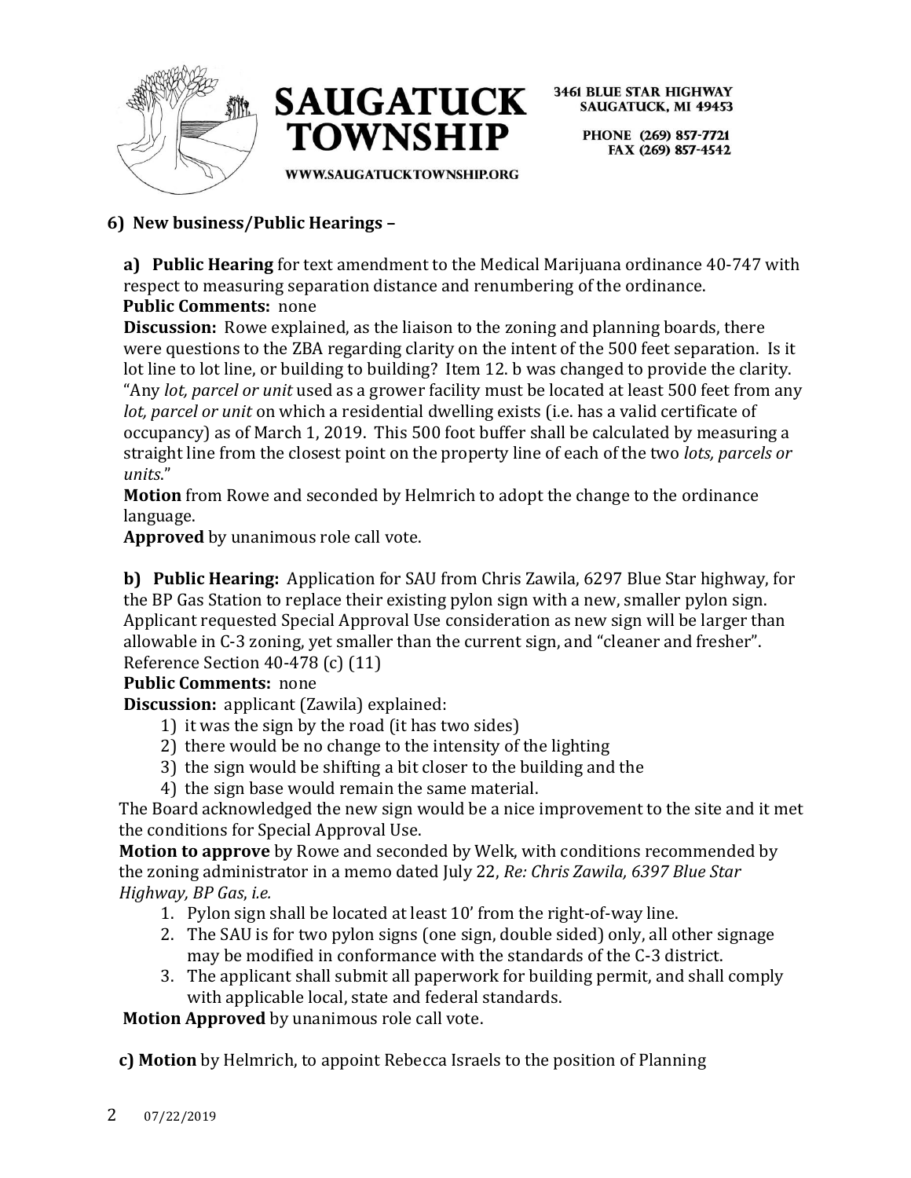## 6) New business/Public Hearings –

**a) Public Hearing** for text amendment to the Medical Marijuana ordinance 40-747 with respect to measuring separation distance and renumbering of the ordinance.
**Public Comments:** none
**Discussion:** Rowe explained, as the liaison to the zoning and planning boards, there were questions to the ZBA regarding clarity on the intent of the 500 feet separation. Is it lot line to lot line, or building to building? Item 12. b was changed to provide the clarity. "Any *lot, parcel or unit* used as a grower facility must be located at least 500 feet from any *lot, parcel or unit* on which a residential dwelling exists (i.e. has a valid certificate of occupancy) as of March 1, 2019. This 500 foot buffer shall be calculated by measuring a straight line from the closest point on the property line of each of the two *lots, parcels or units*."
**Motion** from Rowe and seconded by Helmrich to adopt the change to the ordinance language.
**Approved** by unanimous role call vote.

**b) Public Hearing:** Application for SAU from Chris Zawila, 6297 Blue Star highway, for the BP Gas Station to replace their existing pylon sign with a new, smaller pylon sign. Applicant requested Special Approval Use consideration as new sign will be larger than allowable in C-3 zoning, yet smaller than the current sign, and "cleaner and fresher". Reference Section 40-478 (c) (11)
**Public Comments:** none
**Discussion:** applicant (Zawila) explained:

1) it was the sign by the road (it has two sides)
2) there would be no change to the intensity of the lighting
3) the sign would be shifting a bit closer to the building and the
4) the sign base would remain the same material.

The Board acknowledged the new sign would be a nice improvement to the site and it met the conditions for Special Approval Use.
**Motion to approve** by Rowe and seconded by Welk, with conditions recommended by the zoning administrator in a memo dated July 22, *Re: Chris Zawila, 6397 Blue Star Highway, BP Gas*, *i.e.*

1. Pylon sign shall be located at least 10' from the right-of-way line.
2. The SAU is for two pylon signs (one sign, double sided) only, all other signage may be modified in conformance with the standards of the C-3 district.
3. The applicant shall submit all paperwork for building permit, and shall comply with applicable local, state and federal standards.

**Motion Approved** by unanimous role call vote.

**c) Motion** by Helmrich, to appoint Rebecca Israels to the position of Planning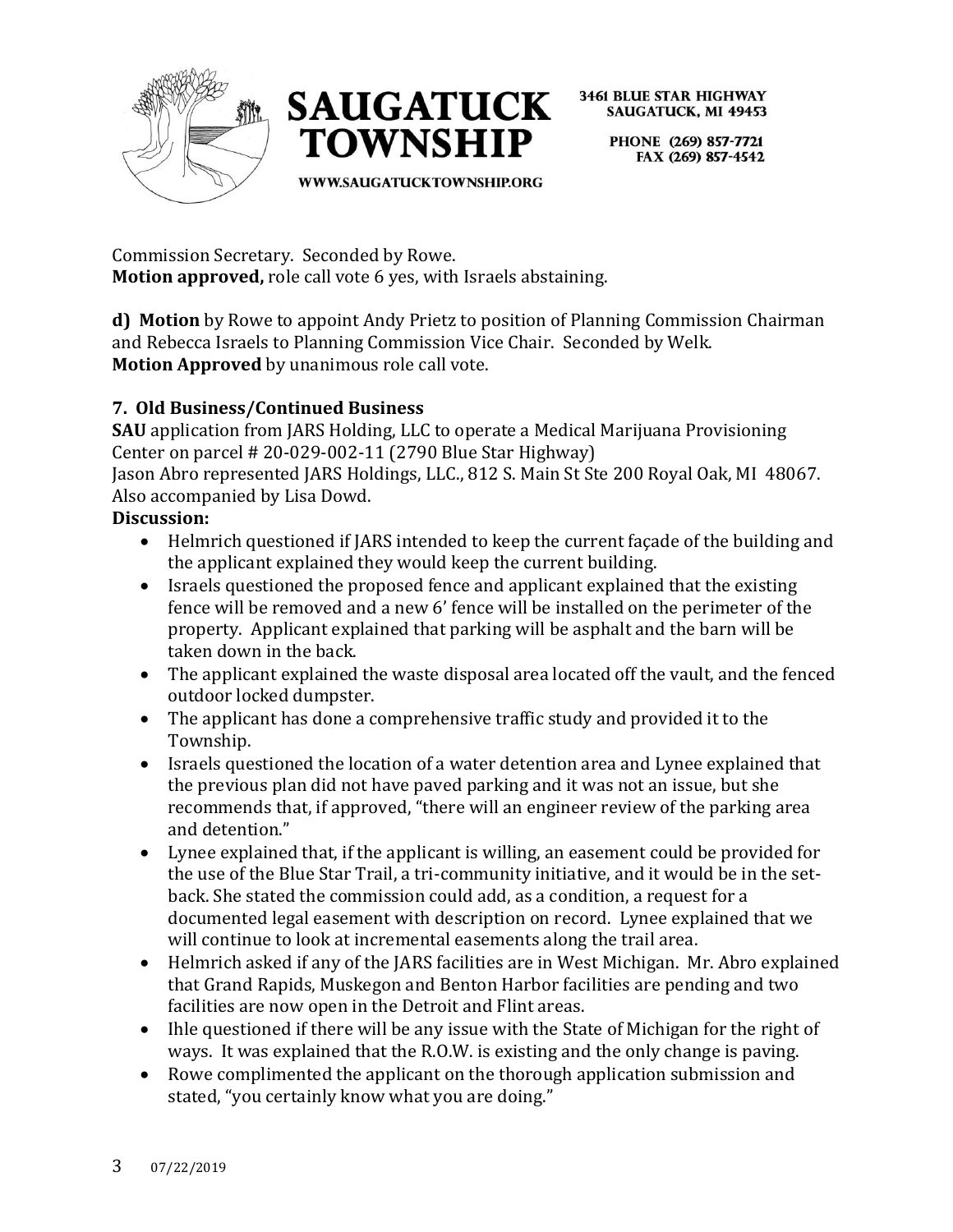Commission Secretary. Seconded by Rowe.
**Motion approved,** role call vote 6 yes, with Israels abstaining.

**d) Motion** by Rowe to appoint Andy Prietz to position of Planning Commission Chairman and Rebecca Israels to Planning Commission Vice Chair. Seconded by Welk.
**Motion Approved** by unanimous role call vote.

**7. Old Business/Continued Business**

**SAU** application from JARS Holding, LLC to operate a Medical Marijuana Provisioning Center on parcel # 20-029-002-11 (2790 Blue Star Highway)
Jason Abro represented JARS Holdings, LLC., 812 S. Main St Ste 200 Royal Oak, MI 48067. Also accompanied by Lisa Dowd.

**Discussion:**

- Helmrich questioned if JARS intended to keep the current façade of the building and the applicant explained they would keep the current building.
- Israels questioned the proposed fence and applicant explained that the existing fence will be removed and a new 6' fence will be installed on the perimeter of the property. Applicant explained that parking will be asphalt and the barn will be taken down in the back.
- The applicant explained the waste disposal area located off the vault, and the fenced outdoor locked dumpster.
- The applicant has done a comprehensive traffic study and provided it to the Township.
- Israels questioned the location of a water detention area and Lynee explained that the previous plan did not have paved parking and it was not an issue, but she recommends that, if approved, "there will an engineer review of the parking area and detention."
- Lynee explained that, if the applicant is willing, an easement could be provided for the use of the Blue Star Trail, a tri-community initiative, and it would be in the set-back. She stated the commission could add, as a condition, a request for a documented legal easement with description on record. Lynee explained that we will continue to look at incremental easements along the trail area.
- Helmrich asked if any of the JARS facilities are in West Michigan. Mr. Abro explained that Grand Rapids, Muskegon and Benton Harbor facilities are pending and two facilities are now open in the Detroit and Flint areas.
- Ihle questioned if there will be any issue with the State of Michigan for the right of ways. It was explained that the R.O.W. is existing and the only change is paving.
- Rowe complimented the applicant on the thorough application submission and stated, "you certainly know what you are doing."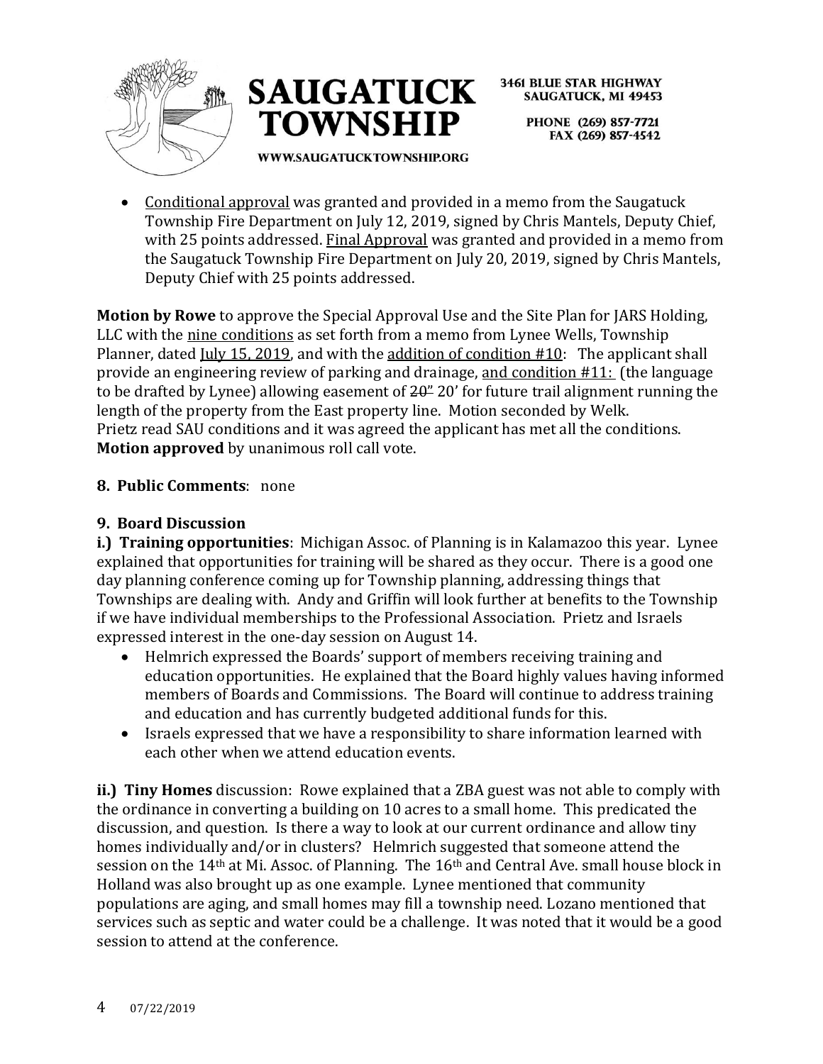- Conditional approval was granted and provided in a memo from the Saugatuck Township Fire Department on July 12, 2019, signed by Chris Mantels, Deputy Chief, with 25 points addressed. Final Approval was granted and provided in a memo from the Saugatuck Township Fire Department on July 20, 2019, signed by Chris Mantels, Deputy Chief with 25 points addressed.

**Motion by Rowe** to approve the Special Approval Use and the Site Plan for JARS Holding, LLC with the nine conditions as set forth from a memo from Lynee Wells, Township Planner, dated July 15, 2019, and with the addition of condition #10: The applicant shall provide an engineering review of parking and drainage, and condition #11: (the language to be drafted by Lynee) allowing easement of ~~20"~~ 20' for future trail alignment running the length of the property from the East property line. Motion seconded by Welk.
Prietz read SAU conditions and it was agreed the applicant has met all the conditions.
**Motion approved** by unanimous roll call vote.

**8. Public Comments**: none

**9. Board Discussion**

**i.) Training opportunities**: Michigan Assoc. of Planning is in Kalamazoo this year. Lynee explained that opportunities for training will be shared as they occur. There is a good one day planning conference coming up for Township planning, addressing things that Townships are dealing with. Andy and Griffin will look further at benefits to the Township if we have individual memberships to the Professional Association. Prietz and Israels expressed interest in the one-day session on August 14.

- Helmrich expressed the Boards' support of members receiving training and education opportunities. He explained that the Board highly values having informed members of Boards and Commissions. The Board will continue to address training and education and has currently budgeted additional funds for this.
- Israels expressed that we have a responsibility to share information learned with each other when we attend education events.

**ii.) Tiny Homes** discussion: Rowe explained that a ZBA guest was not able to comply with the ordinance in converting a building on 10 acres to a small home. This predicated the discussion, and question. Is there a way to look at our current ordinance and allow tiny homes individually and/or in clusters? Helmrich suggested that someone attend the session on the 14th at Mi. Assoc. of Planning. The 16th and Central Ave. small house block in Holland was also brought up as one example. Lynee mentioned that community populations are aging, and small homes may fill a township need. Lozano mentioned that services such as septic and water could be a challenge. It was noted that it would be a good session to attend at the conference.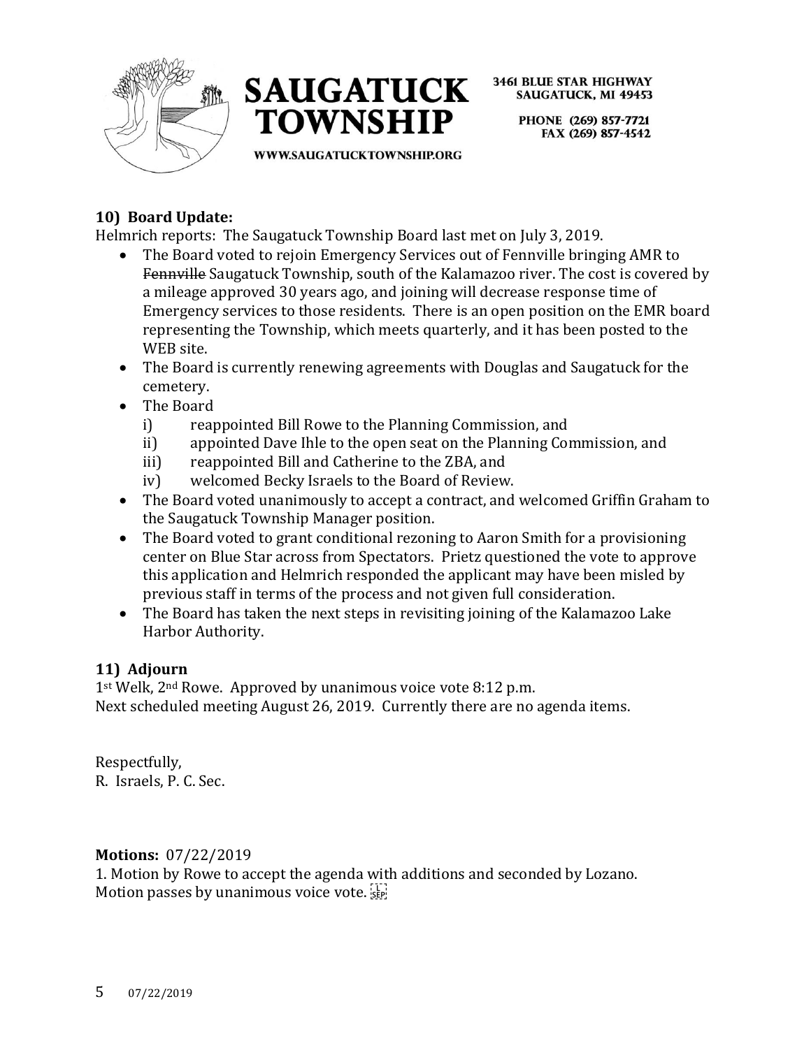## 10) Board Update:

Helmrich reports: The Saugatuck Township Board last met on July 3, 2019.

- The Board voted to rejoin Emergency Services out of Fennville bringing AMR to ~~Fennville~~ Saugatuck Township, south of the Kalamazoo river. The cost is covered by a mileage approved 30 years ago, and joining will decrease response time of Emergency services to those residents. There is an open position on the EMR board representing the Township, which meets quarterly, and it has been posted to the WEB site.
- The Board is currently renewing agreements with Douglas and Saugatuck for the cemetery.
- The Board
  - i) reappointed Bill Rowe to the Planning Commission, and
  - ii) appointed Dave Ihle to the open seat on the Planning Commission, and
  - iii) reappointed Bill and Catherine to the ZBA, and
  - iv) welcomed Becky Israels to the Board of Review.
- The Board voted unanimously to accept a contract, and welcomed Griffin Graham to the Saugatuck Township Manager position.
- The Board voted to grant conditional rezoning to Aaron Smith for a provisioning center on Blue Star across from Spectators. Prietz questioned the vote to approve this application and Helmrich responded the applicant may have been misled by previous staff in terms of the process and not given full consideration.
- The Board has taken the next steps in revisiting joining of the Kalamazoo Lake Harbor Authority.

## 11) Adjourn

1st Welk, 2nd Rowe. Approved by unanimous voice vote 8:12 p.m.
Next scheduled meeting August 26, 2019. Currently there are no agenda items.

Respectfully,
R. Israels, P. C. Sec.

**Motions:** 07/22/2019

1. Motion by Rowe to accept the agenda with additions and seconded by Lozano.
Motion passes by unanimous voice vote.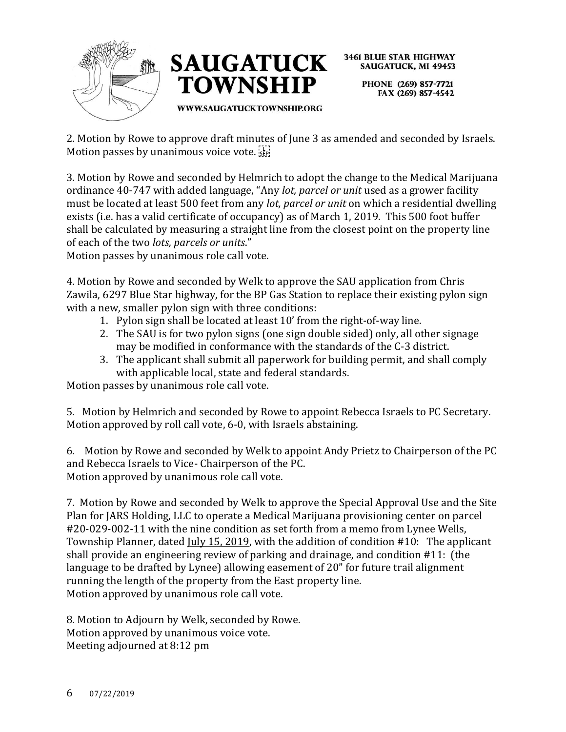2. Motion by Rowe to approve draft minutes of June 3 as amended and seconded by Israels. Motion passes by unanimous voice vote.

3. Motion by Rowe and seconded by Helmrich to adopt the change to the Medical Marijuana ordinance 40-747 with added language, "Any *lot, parcel or unit* used as a grower facility must be located at least 500 feet from any *lot, parcel or unit* on which a residential dwelling exists (i.e. has a valid certificate of occupancy) as of March 1, 2019. This 500 foot buffer shall be calculated by measuring a straight line from the closest point on the property line of each of the two *lots, parcels or units*."
Motion passes by unanimous role call vote.

4. Motion by Rowe and seconded by Welk to approve the SAU application from Chris Zawila, 6297 Blue Star highway, for the BP Gas Station to replace their existing pylon sign with a new, smaller pylon sign with three conditions:

1. Pylon sign shall be located at least 10' from the right-of-way line.
2. The SAU is for two pylon signs (one sign double sided) only, all other signage may be modified in conformance with the standards of the C-3 district.
3. The applicant shall submit all paperwork for building permit, and shall comply with applicable local, state and federal standards.

Motion passes by unanimous role call vote.

5. Motion by Helmrich and seconded by Rowe to appoint Rebecca Israels to PC Secretary. Motion approved by roll call vote, 6-0, with Israels abstaining.

6. Motion by Rowe and seconded by Welk to appoint Andy Prietz to Chairperson of the PC and Rebecca Israels to Vice- Chairperson of the PC.
Motion approved by unanimous role call vote.

7. Motion by Rowe and seconded by Welk to approve the Special Approval Use and the Site Plan for JARS Holding, LLC to operate a Medical Marijuana provisioning center on parcel #20-029-002-11 with the nine condition as set forth from a memo from Lynee Wells, Township Planner, dated July 15, 2019, with the addition of condition #10: The applicant shall provide an engineering review of parking and drainage, and condition #11: (the language to be drafted by Lynee) allowing easement of 20" for future trail alignment running the length of the property from the East property line.
Motion approved by unanimous role call vote.

8. Motion to Adjourn by Welk, seconded by Rowe.
Motion approved by unanimous voice vote.
Meeting adjourned at 8:12 pm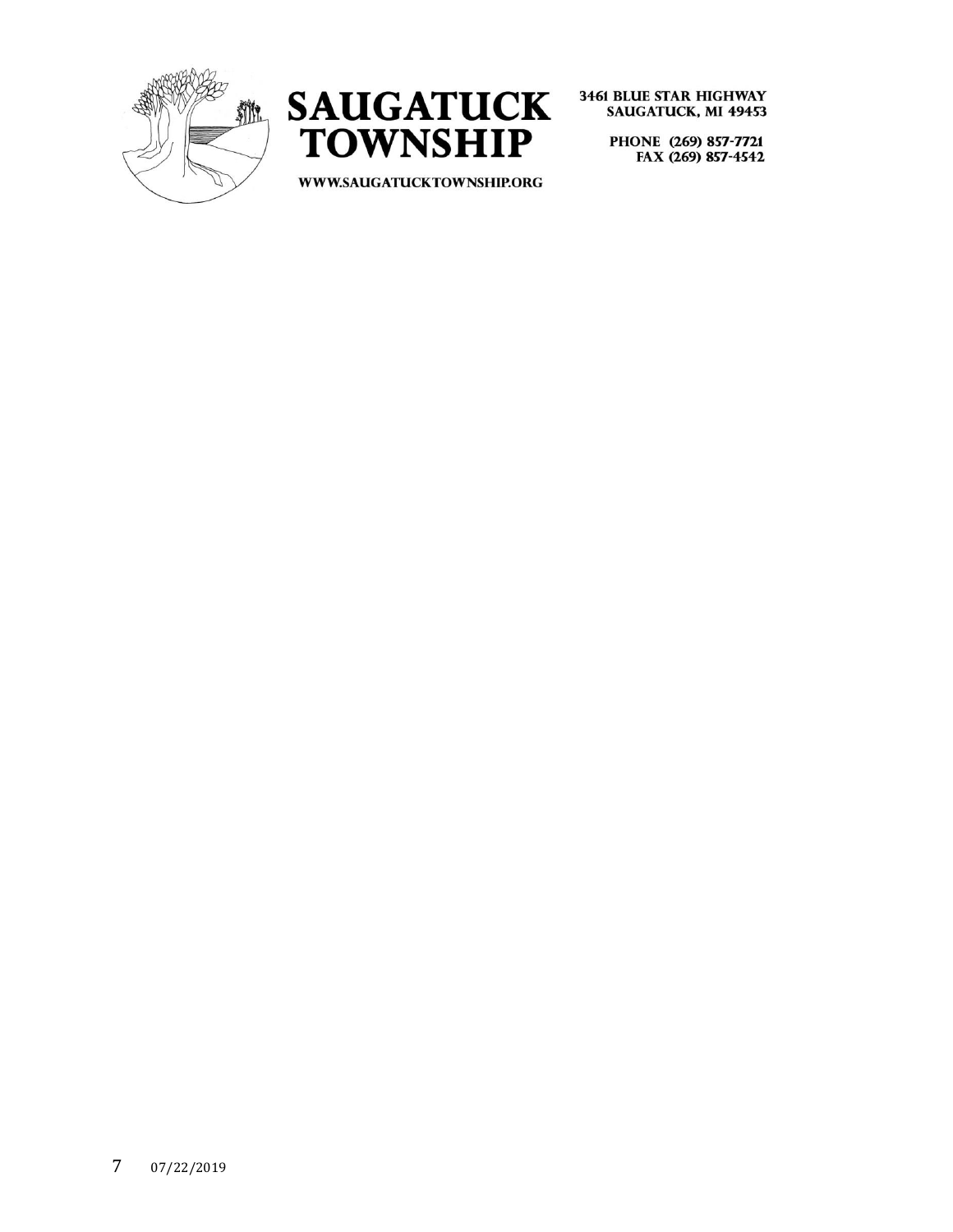# SAUGATUCK TOWNSHIP

3461 BLUE STAR HIGHWAY
SAUGATUCK, MI 49453

PHONE (269) 857-7721
FAX (269) 857-4542

WWW.SAUGATUCKTOWNSHIP.ORG